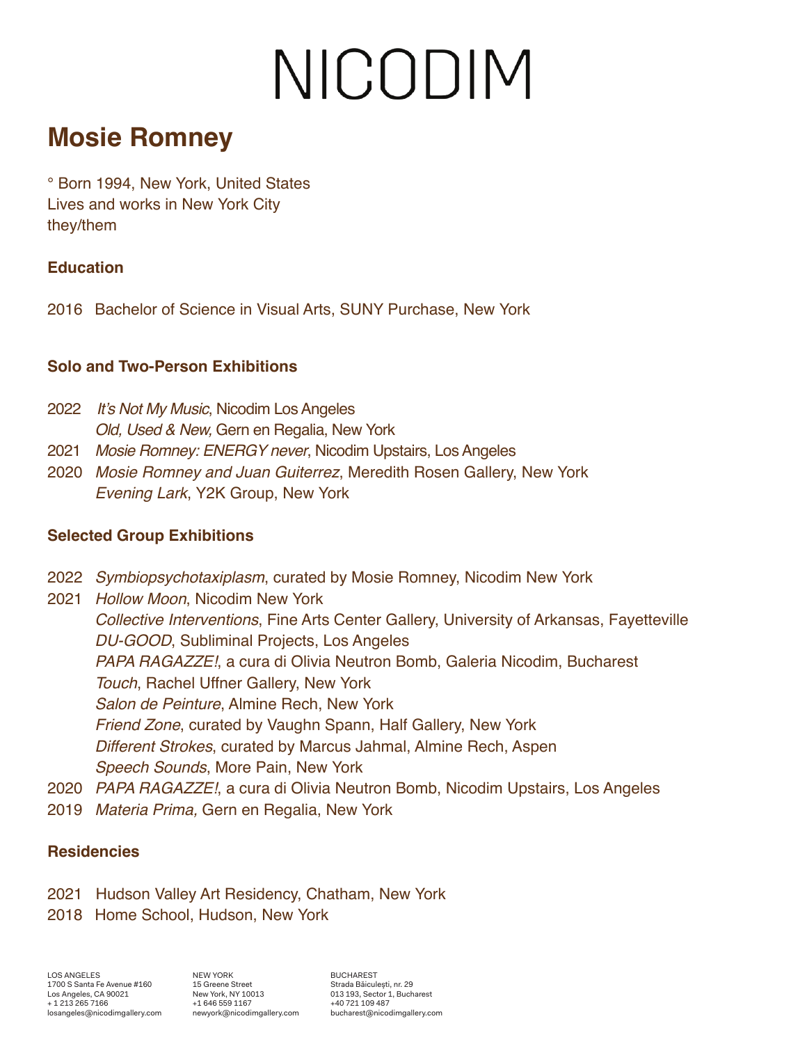# NICODIM

## Mosie Romney

° Born 1994, New York, United States
Lives and works in New York City
they/them

### Education

2016 Bachelor of Science in Visual Arts, SUNY Purchase, New York

### Solo and Two-Person Exhibitions

2022 *It's Not My Music*, Nicodim Los Angeles
*Old, Used & New,* Gern en Regalia, New York
2021 *Mosie Romney: ENERGY never*, Nicodim Upstairs, Los Angeles
2020 *Mosie Romney and Juan Guiterrez*, Meredith Rosen Gallery, New York
*Evening Lark*, Y2K Group, New York

### Selected Group Exhibitions

2022 *Symbiopsychotaxiplasm*, curated by Mosie Romney, Nicodim New York
2021 *Hollow Moon*, Nicodim New York
*Collective Interventions*, Fine Arts Center Gallery, University of Arkansas, Fayetteville
*DU-GOOD*, Subliminal Projects, Los Angeles
*PAPA RAGAZZE!*, a cura di Olivia Neutron Bomb, Galeria Nicodim, Bucharest
*Touch*, Rachel Uffner Gallery, New York
*Salon de Peinture*, Almine Rech, New York
*Friend Zone*, curated by Vaughn Spann, Half Gallery, New York
*Different Strokes*, curated by Marcus Jahmal, Almine Rech, Aspen
*Speech Sounds*, More Pain, New York
2020 *PAPA RAGAZZE!*, a cura di Olivia Neutron Bomb, Nicodim Upstairs, Los Angeles
2019 *Materia Prima,* Gern en Regalia, New York

### Residencies

2021 Hudson Valley Art Residency, Chatham, New York
2018 Home School, Hudson, New York

LOS ANGELES
1700 S Santa Fe Avenue #160
Los Angeles, CA 90021
+ 1 213 265 7166
losangeles@nicodimgallery.com

NEW YORK
15 Greene Street
New York, NY 10013
+1 646 559 1167
newyork@nicodimgallery.com

BUCHAREST
Strada Băiculeşti, nr. 29
013 193, Sector 1, Bucharest
+40 721 109 487
bucharest@nicodimgallery.com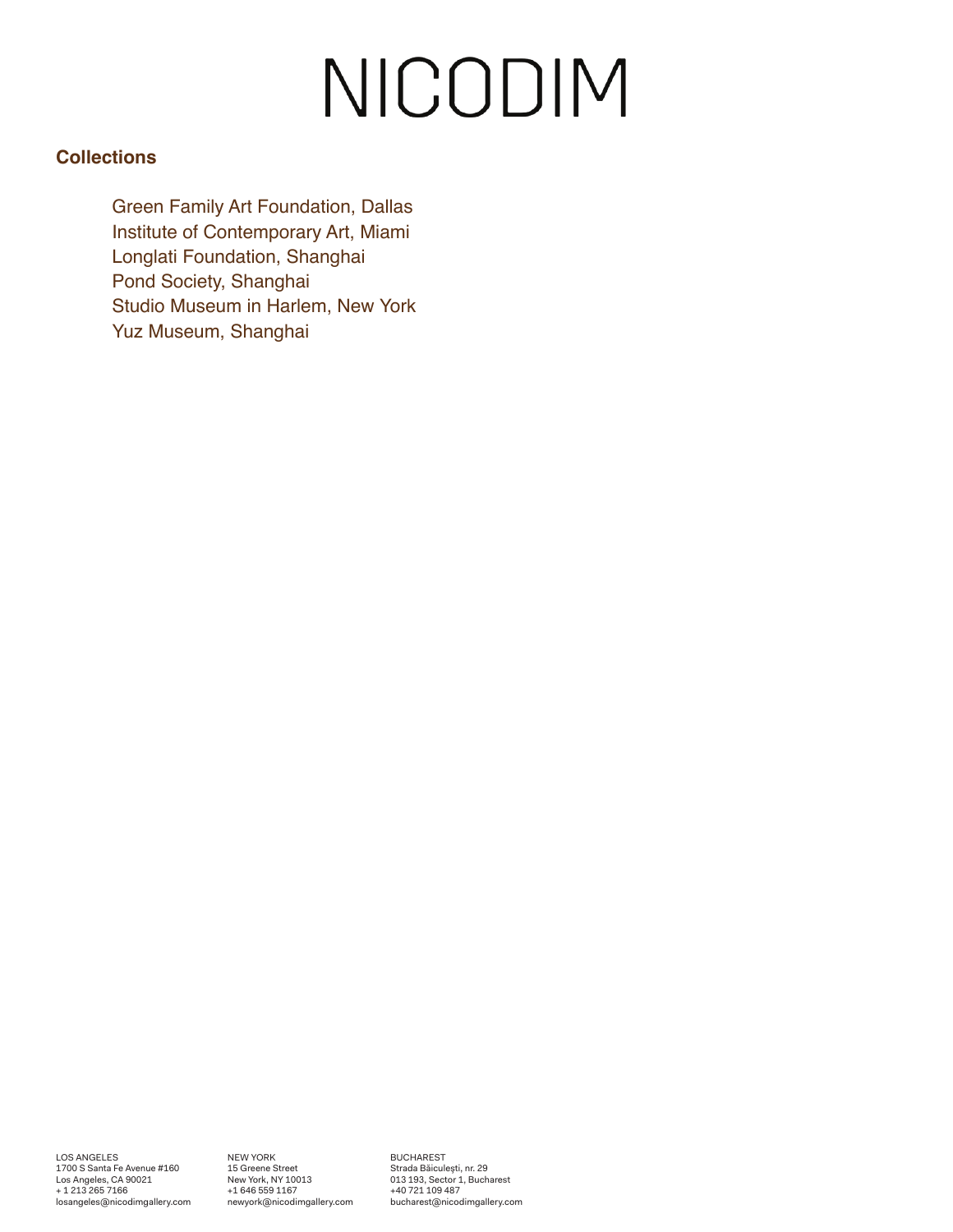## Collections

Green Family Art Foundation, Dallas
Institute of Contemporary Art, Miami
Longlati Foundation, Shanghai
Pond Society, Shanghai
Studio Museum in Harlem, New York
Yuz Museum, Shanghai